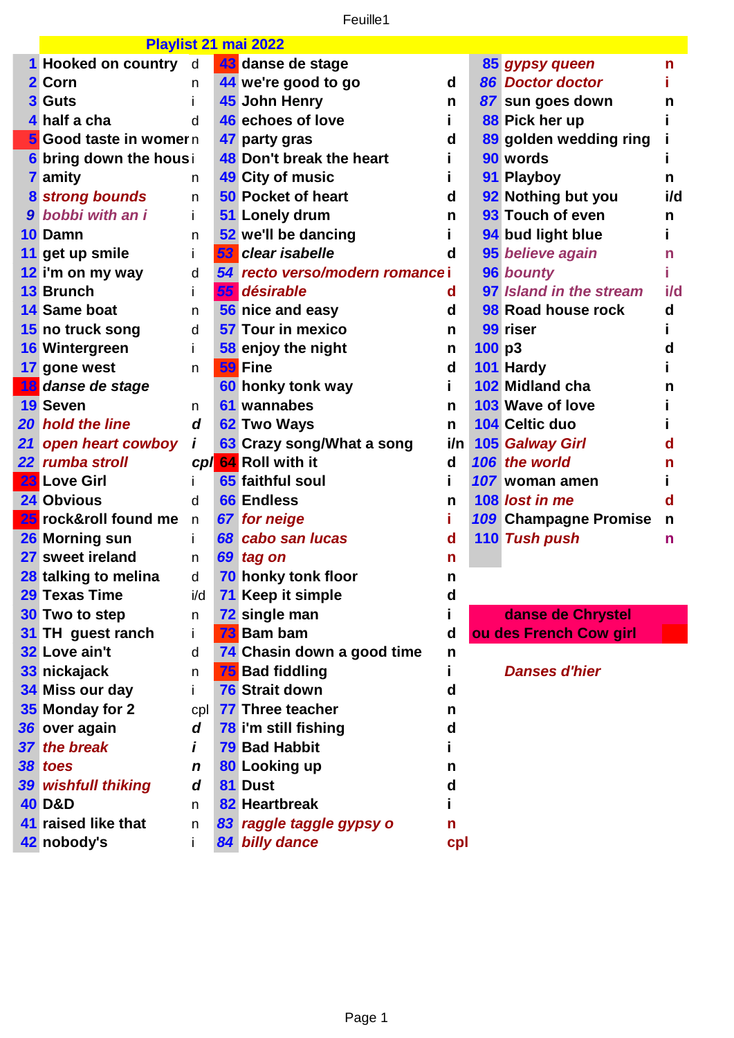"Feuille1" is a sheet-tab label.

# Playlist 21 mai 2022

| N° | Danse | Niveau | N° | Danse | Niveau | N° | Danse | Niveau |
|---|---|---|---|---|---|---|---|---|
| 1 | Hooked on country | d | 43 | danse de stage | | 85 | *gypsy queen* | n |
| 2 | Corn | n | 44 | we're good to go | d | 86 | *Doctor doctor* | i |
| 3 | Guts | i | 45 | John Henry | n | 87 | sun goes down | n |
| 4 | half a cha | d | 46 | echoes of love | i | 88 | Pick her up | i |
| 5 | Good taste in women | n | 47 | party gras | d | 89 | golden wedding ring | i |
| 6 | bring down the hous | i | 48 | Don't break the heart | i | 90 | words | i |
| 7 | amity | n | 49 | City of music | i | 91 | Playboy | n |
| 8 | *strong bounds* | n | 50 | Pocket of heart | d | 92 | Nothing but you | i/d |
| 9 | *bobbi with an i* | i | 51 | Lonely drum | n | 93 | Touch of even | n |
| 10 | Damn | n | 52 | we'll be dancing | i | 94 | bud light blue | i |
| 11 | get up smile | i | 53 | *clear isabelle* | d | 95 | *believe again* | n |
| 12 | i'm on my way | d | 54 | *recto verso/modern romance* | i | 96 | *bounty* | i |
| 13 | Brunch | i | 55 | *désirable* | d | 97 | *Island in the stream* | i/d |
| 14 | Same boat | n | 56 | nice and easy | d | 98 | Road house rock | d |
| 15 | no truck song | d | 57 | Tour in mexico | n | 99 | riser | i |
| 16 | Wintergreen | i | 58 | enjoy the night | n | 100 | p3 | d |
| 17 | gone west | n | 59 | Fine | d | 101 | Hardy | i |
| 18 | *danse de stage* | | 60 | honky tonk way | i | 102 | Midland cha | n |
| 19 | Seven | n | 61 | wannabes | n | 103 | Wave of love | i |
| 20 | *hold the line* | *d* | 62 | Two Ways | n | 104 | Celtic duo | i |
| 21 | *open heart cowboy* | *i* | 63 | Crazy song/What a song | i/n | 105 | *Galway Girl* | d |
| 22 | *rumba stroll* | *cpl* | 64 | Roll with it | d | 106 | *the world* | n |
| 23 | Love Girl | i | 65 | faithful soul | i | 107 | woman amen | i |
| 24 | Obvious | d | 66 | Endless | n | 108 | *lost in me* | d |
| 25 | rock&roll found me | n | 67 | *for neige* | i | 109 | Champagne Promise | n |
| 26 | Morning sun | i | 68 | *cabo san lucas* | d | 110 | *Tush push* | n |
| 27 | sweet ireland | n | 69 | *tag on* | n | | | |
| 28 | talking to melina | d | 70 | honky tonk floor | n | | | |
| 29 | Texas Time | i/d | 71 | Keep it simple | d | | | |
| 30 | Two to step | n | 72 | single man | i | | | |
| 31 | TH guest ranch | i | 73 | Bam bam | d | | | |
| 32 | Love ain't | d | 74 | Chasin down a good time | n | | | |
| 33 | nickajack | n | 75 | Bad fiddling | i | | | |
| 34 | Miss our day | i | 76 | Strait down | d | | | |
| 35 | Monday for 2 | cpl | 77 | Three teacher | n | | | |
| 36 | *over again* | *d* | 78 | i'm still fishing | d | | | |
| 37 | *the break* | *i* | 79 | Bad Habbit | i | | | |
| 38 | *toes* | *n* | 80 | Looking up | n | | | |
| 39 | *wishfull thiking* | *d* | 81 | Dust | d | | | |
| 40 | D&D | n | 82 | Heartbreak | i | | | |
| 41 | raised like that | n | 83 | *raggle taggle gypsy o* | n | | | |
| 42 | nobody's | i | 84 | *billy dance* | cpl | | | |

Legend:

- **danse de Chrystel ou des French Cow girl**: numbers 5, 18, 23, 25, 43, 53, 55, 59, 64, 73 and 75
- ***Danses d'hier***: the titles in italics